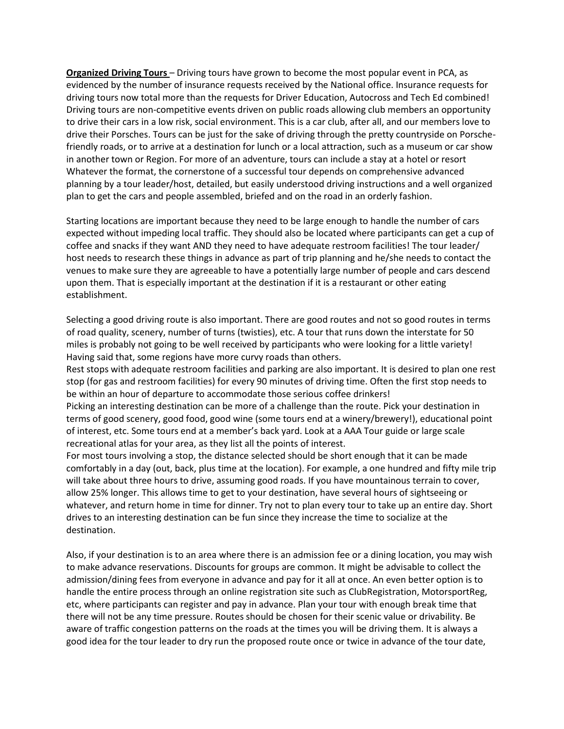**Organized Driving Tours** – Driving tours have grown to become the most popular event in PCA, as evidenced by the number of insurance requests received by the National office. Insurance requests for driving tours now total more than the requests for Driver Education, Autocross and Tech Ed combined! Driving tours are non-competitive events driven on public roads allowing club members an opportunity to drive their cars in a low risk, social environment. This is a car club, after all, and our members love to drive their Porsches. Tours can be just for the sake of driving through the pretty countryside on Porsche-friendly roads, or to arrive at a destination for lunch or a local attraction, such as a museum or car show in another town or Region. For more of an adventure, tours can include a stay at a hotel or resort Whatever the format, the cornerstone of a successful tour depends on comprehensive advanced planning by a tour leader/host, detailed, but easily understood driving instructions and a well organized plan to get the cars and people assembled, briefed and on the road in an orderly fashion.

Starting locations are important because they need to be large enough to handle the number of cars expected without impeding local traffic. They should also be located where participants can get a cup of coffee and snacks if they want AND they need to have adequate restroom facilities! The tour leader/ host needs to research these things in advance as part of trip planning and he/she needs to contact the venues to make sure they are agreeable to have a potentially large number of people and cars descend upon them. That is especially important at the destination if it is a restaurant or other eating establishment.

Selecting a good driving route is also important. There are good routes and not so good routes in terms of road quality, scenery, number of turns (twisties), etc. A tour that runs down the interstate for 50 miles is probably not going to be well received by participants who were looking for a little variety! Having said that, some regions have more curvy roads than others.

Rest stops with adequate restroom facilities and parking are also important. It is desired to plan one rest stop (for gas and restroom facilities) for every 90 minutes of driving time. Often the first stop needs to be within an hour of departure to accommodate those serious coffee drinkers!

Picking an interesting destination can be more of a challenge than the route. Pick your destination in terms of good scenery, good food, good wine (some tours end at a winery/brewery!), educational point of interest, etc. Some tours end at a member's back yard. Look at a AAA Tour guide or large scale recreational atlas for your area, as they list all the points of interest.

For most tours involving a stop, the distance selected should be short enough that it can be made comfortably in a day (out, back, plus time at the location). For example, a one hundred and fifty mile trip will take about three hours to drive, assuming good roads. If you have mountainous terrain to cover, allow 25% longer. This allows time to get to your destination, have several hours of sightseeing or whatever, and return home in time for dinner. Try not to plan every tour to take up an entire day. Short drives to an interesting destination can be fun since they increase the time to socialize at the destination.

Also, if your destination is to an area where there is an admission fee or a dining location, you may wish to make advance reservations. Discounts for groups are common. It might be advisable to collect the admission/dining fees from everyone in advance and pay for it all at once. An even better option is to handle the entire process through an online registration site such as ClubRegistration, MotorsportReg, etc, where participants can register and pay in advance. Plan your tour with enough break time that there will not be any time pressure. Routes should be chosen for their scenic value or drivability. Be aware of traffic congestion patterns on the roads at the times you will be driving them. It is always a good idea for the tour leader to dry run the proposed route once or twice in advance of the tour date,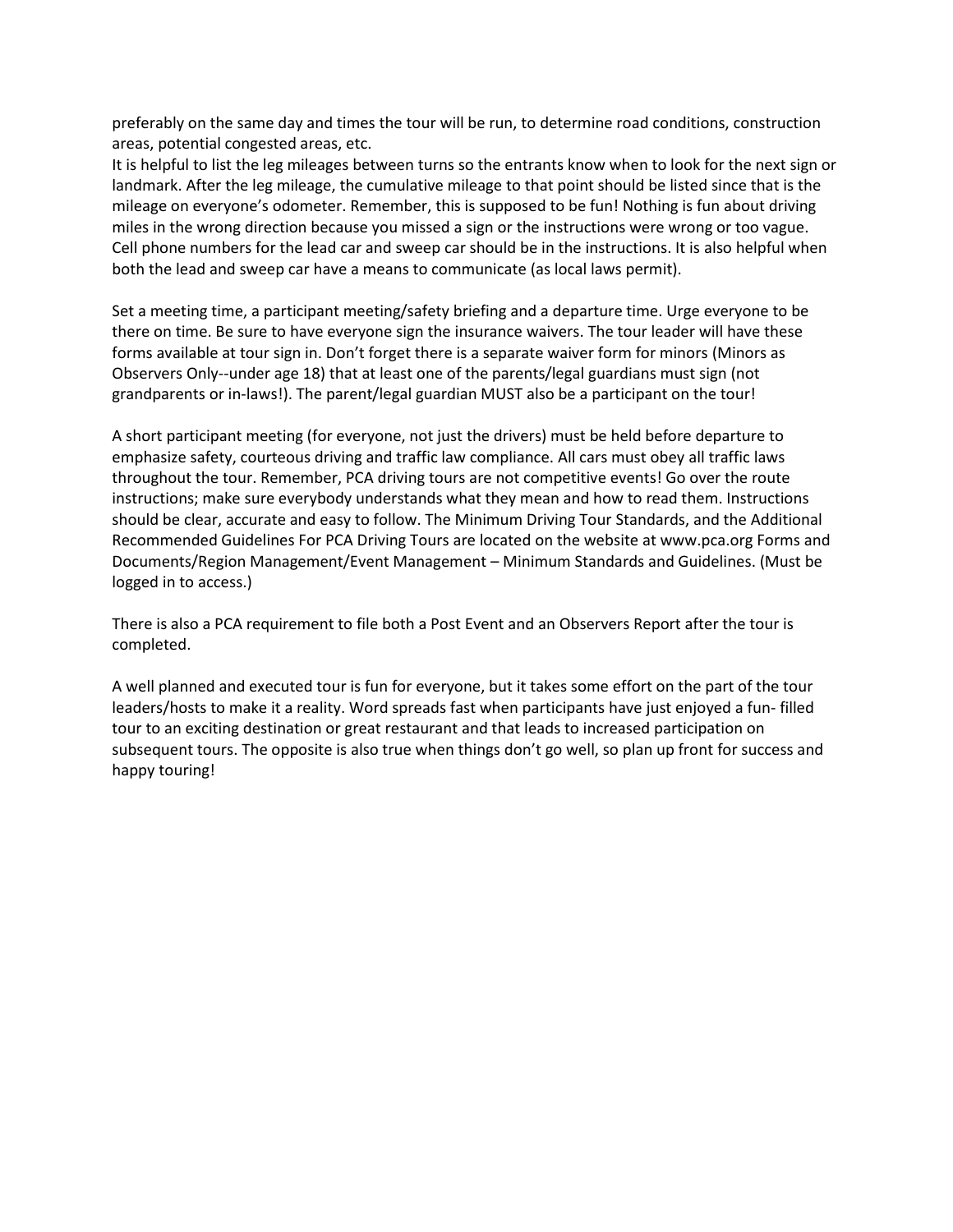preferably on the same day and times the tour will be run, to determine road conditions, construction areas, potential congested areas, etc.
It is helpful to list the leg mileages between turns so the entrants know when to look for the next sign or landmark. After the leg mileage, the cumulative mileage to that point should be listed since that is the mileage on everyone's odometer. Remember, this is supposed to be fun! Nothing is fun about driving miles in the wrong direction because you missed a sign or the instructions were wrong or too vague. Cell phone numbers for the lead car and sweep car should be in the instructions. It is also helpful when both the lead and sweep car have a means to communicate (as local laws permit).

Set a meeting time, a participant meeting/safety briefing and a departure time. Urge everyone to be there on time. Be sure to have everyone sign the insurance waivers. The tour leader will have these forms available at tour sign in. Don't forget there is a separate waiver form for minors (Minors as Observers Only--under age 18) that at least one of the parents/legal guardians must sign (not grandparents or in-laws!). The parent/legal guardian MUST also be a participant on the tour!

A short participant meeting (for everyone, not just the drivers) must be held before departure to emphasize safety, courteous driving and traffic law compliance. All cars must obey all traffic laws throughout the tour. Remember, PCA driving tours are not competitive events! Go over the route instructions; make sure everybody understands what they mean and how to read them. Instructions should be clear, accurate and easy to follow. The Minimum Driving Tour Standards, and the Additional Recommended Guidelines For PCA Driving Tours are located on the website at www.pca.org Forms and Documents/Region Management/Event Management – Minimum Standards and Guidelines. (Must be logged in to access.)

There is also a PCA requirement to file both a Post Event and an Observers Report after the tour is completed.

A well planned and executed tour is fun for everyone, but it takes some effort on the part of the tour leaders/hosts to make it a reality. Word spreads fast when participants have just enjoyed a fun- filled tour to an exciting destination or great restaurant and that leads to increased participation on subsequent tours. The opposite is also true when things don't go well, so plan up front for success and happy touring!